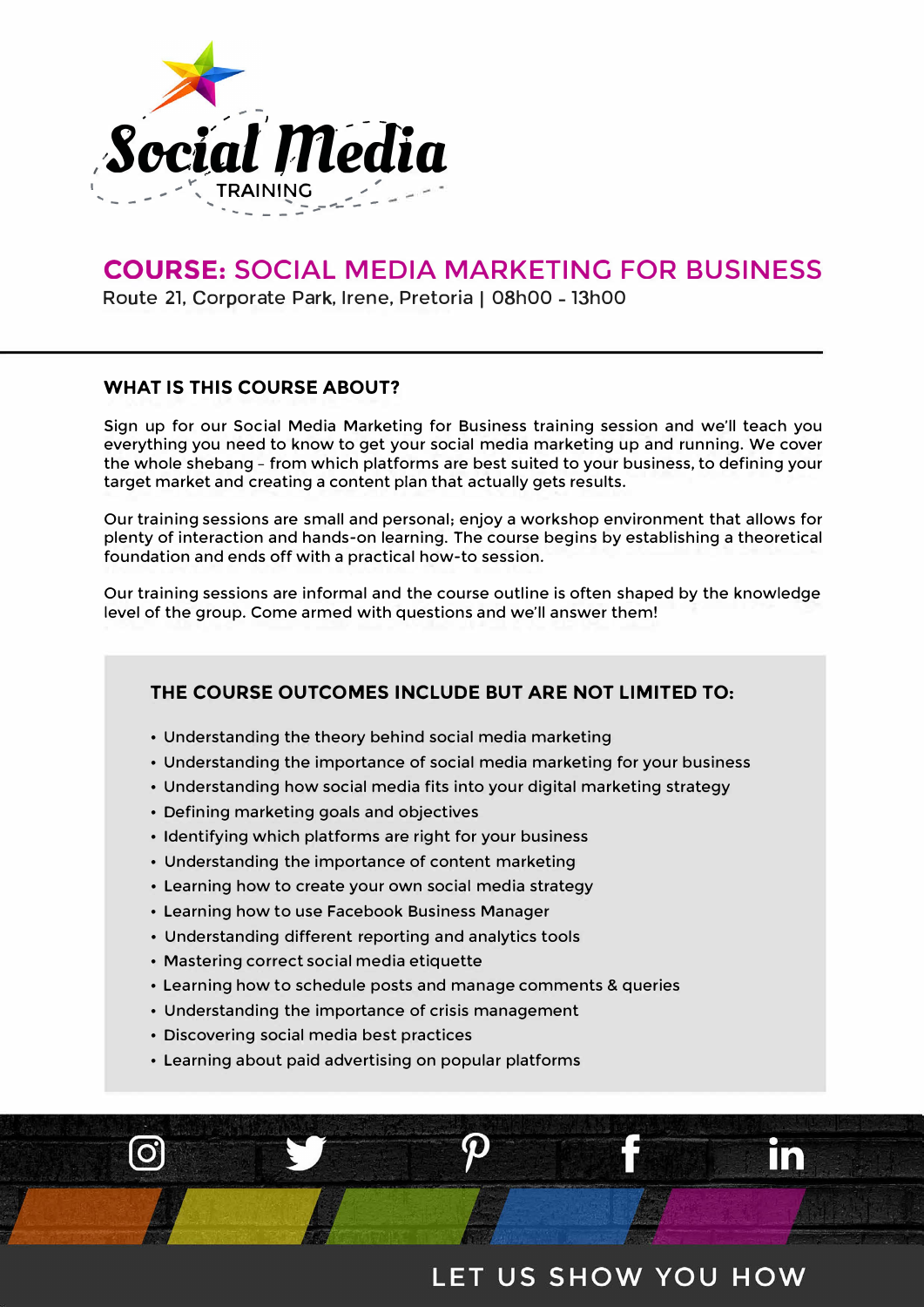Social Media TRAINING

# COURSE: SOCIAL MEDIA MARKETING FOR BUSINESS

Route 21, Corporate Park, Irene, Pretoria | 08h00 - 13h00

---

## WHAT IS THIS COURSE ABOUT?

Sign up for our Social Media Marketing for Business training session and we'll teach you everything you need to know to get your social media marketing up and running. We cover the whole shebang - from which platforms are best suited to your business, to defining your target market and creating a content plan that actually gets results.

Our training sessions are small and personal; enjoy a workshop environment that allows for plenty of interaction and hands-on learning. The course begins by establishing a theoretical foundation and ends off with a practical how-to session.

Our training sessions are informal and the course outline is often shaped by the knowledge level of the group. Come armed with questions and we'll answer them!

### THE COURSE OUTCOMES INCLUDE BUT ARE NOT LIMITED TO:

- Understanding the theory behind social media marketing
- Understanding the importance of social media marketing for your business
- Understanding how social media fits into your digital marketing strategy
- Defining marketing goals and objectives
- Identifying which platforms are right for your business
- Understanding the importance of content marketing
- Learning how to create your own social media strategy
- Learning how to use Facebook Business Manager
- Understanding different reporting and analytics tools
- Mastering correct social media etiquette
- Learning how to schedule posts and manage comments & queries
- Understanding the importance of crisis management
- Discovering social media best practices
- Learning about paid advertising on popular platforms

LET US SHOW YOU HOW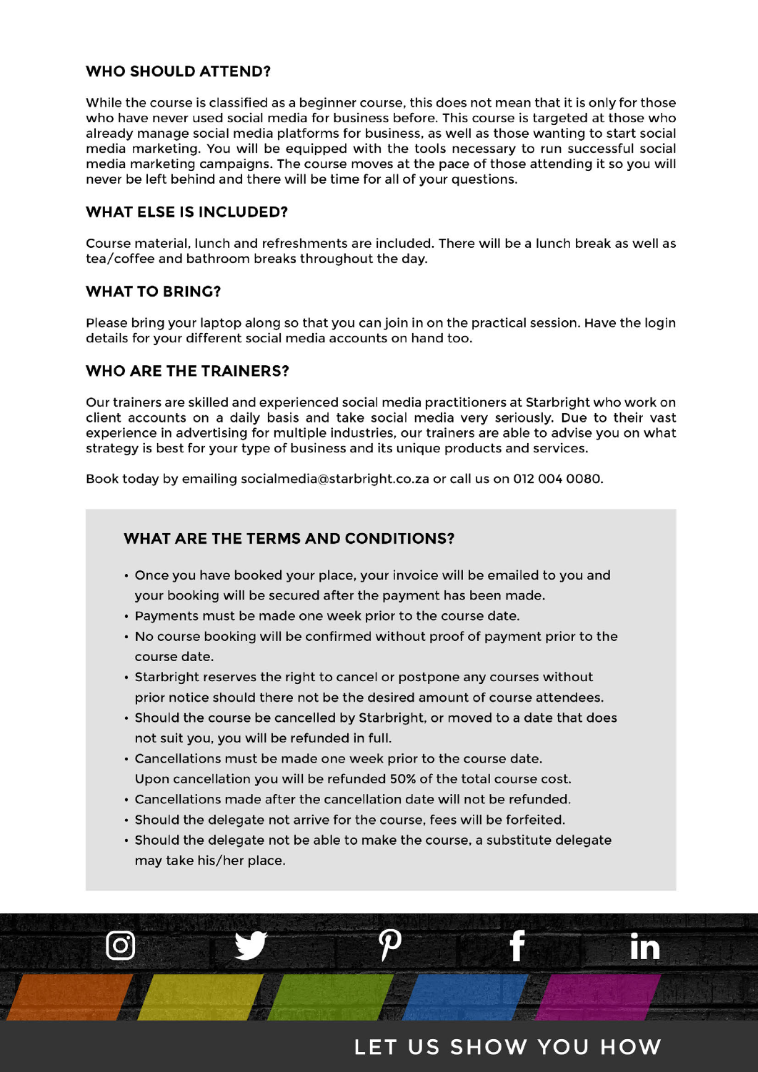## WHO SHOULD ATTEND?

While the course is classified as a beginner course, this does not mean that it is only for those who have never used social media for business before. This course is targeted at those who already manage social media platforms for business, as well as those wanting to start social media marketing. You will be equipped with the tools necessary to run successful social media marketing campaigns. The course moves at the pace of those attending it so you will never be left behind and there will be time for all of your questions.

## WHAT ELSE IS INCLUDED?

Course material, lunch and refreshments are included. There will be a lunch break as well as tea/coffee and bathroom breaks throughout the day.

## WHAT TO BRING?

Please bring your laptop along so that you can join in on the practical session. Have the login details for your different social media accounts on hand too.

## WHO ARE THE TRAINERS?

Our trainers are skilled and experienced social media practitioners at Starbright who work on client accounts on a daily basis and take social media very seriously. Due to their vast experience in advertising for multiple industries, our trainers are able to advise you on what strategy is best for your type of business and its unique products and services.

Book today by emailing socialmedia@starbright.co.za or call us on 012 004 0080.

## WHAT ARE THE TERMS AND CONDITIONS?

- Once you have booked your place, your invoice will be emailed to you and your booking will be secured after the payment has been made.
- Payments must be made one week prior to the course date.
- No course booking will be confirmed without proof of payment prior to the course date.
- Starbright reserves the right to cancel or postpone any courses without prior notice should there not be the desired amount of course attendees.
- Should the course be cancelled by Starbright, or moved to a date that does not suit you, you will be refunded in full.
- Cancellations must be made one week prior to the course date. Upon cancellation you will be refunded 50% of the total course cost.
- Cancellations made after the cancellation date will not be refunded.
- Should the delegate not arrive for the course, fees will be forfeited.
- Should the delegate not be able to make the course, a substitute delegate may take his/her place.

LET US SHOW YOU HOW